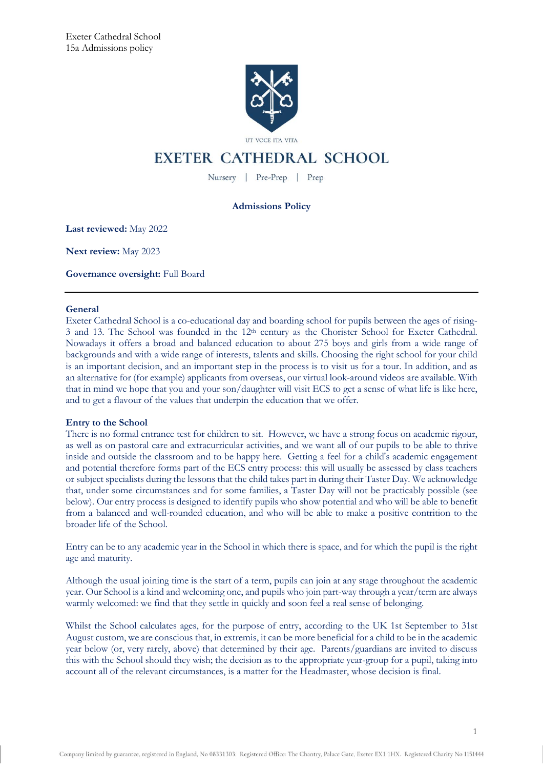Exeter Cathedral School
15a Admissions policy

UT VOCE ITA VITA

# EXETER CATHEDRAL SCHOOL

Nursery | Pre-Prep | Prep

## Admissions Policy

**Last reviewed:** May 2022

**Next review:** May 2023

**Governance oversight:** Full Board

---

### General

Exeter Cathedral School is a co-educational day and boarding school for pupils between the ages of rising-3 and 13. The School was founded in the 12th century as the Chorister School for Exeter Cathedral. Nowadays it offers a broad and balanced education to about 275 boys and girls from a wide range of backgrounds and with a wide range of interests, talents and skills. Choosing the right school for your child is an important decision, and an important step in the process is to visit us for a tour. In addition, and as an alternative for (for example) applicants from overseas, our virtual look-around videos are available. With that in mind we hope that you and your son/daughter will visit ECS to get a sense of what life is like here, and to get a flavour of the values that underpin the education that we offer.

### Entry to the School

There is no formal entrance test for children to sit. However, we have a strong focus on academic rigour, as well as on pastoral care and extracurricular activities, and we want all of our pupils to be able to thrive inside and outside the classroom and to be happy here. Getting a feel for a child's academic engagement and potential therefore forms part of the ECS entry process: this will usually be assessed by class teachers or subject specialists during the lessons that the child takes part in during their Taster Day. We acknowledge that, under some circumstances and for some families, a Taster Day will not be practicably possible (see below). Our entry process is designed to identify pupils who show potential and who will be able to benefit from a balanced and well-rounded education, and who will be able to make a positive contrition to the broader life of the School.

Entry can be to any academic year in the School in which there is space, and for which the pupil is the right age and maturity.

Although the usual joining time is the start of a term, pupils can join at any stage throughout the academic year. Our School is a kind and welcoming one, and pupils who join part-way through a year/term are always warmly welcomed: we find that they settle in quickly and soon feel a real sense of belonging.

Whilst the School calculates ages, for the purpose of entry, according to the UK 1st September to 31st August custom, we are conscious that, in extremis, it can be more beneficial for a child to be in the academic year below (or, very rarely, above) that determined by their age. Parents/guardians are invited to discuss this with the School should they wish; the decision as to the appropriate year-group for a pupil, taking into account all of the relevant circumstances, is a matter for the Headmaster, whose decision is final.

Company limited by guarantee, registered in England, No 08331303. Registered Office: The Chantry, Palace Gate, Exeter EX1 1HX. Registered Charity No 1151444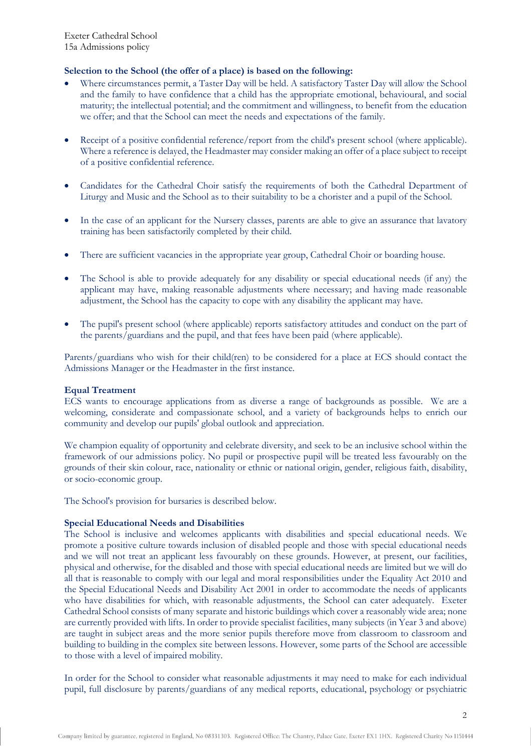**Selection to the School (the offer of a place) is based on the following:**

- Where circumstances permit, a Taster Day will be held. A satisfactory Taster Day will allow the School and the family to have confidence that a child has the appropriate emotional, behavioural, and social maturity; the intellectual potential; and the commitment and willingness, to benefit from the education we offer; and that the School can meet the needs and expectations of the family.
- Receipt of a positive confidential reference/report from the child's present school (where applicable). Where a reference is delayed, the Headmaster may consider making an offer of a place subject to receipt of a positive confidential reference.
- Candidates for the Cathedral Choir satisfy the requirements of both the Cathedral Department of Liturgy and Music and the School as to their suitability to be a chorister and a pupil of the School.
- In the case of an applicant for the Nursery classes, parents are able to give an assurance that lavatory training has been satisfactorily completed by their child.
- There are sufficient vacancies in the appropriate year group, Cathedral Choir or boarding house.
- The School is able to provide adequately for any disability or special educational needs (if any) the applicant may have, making reasonable adjustments where necessary; and having made reasonable adjustment, the School has the capacity to cope with any disability the applicant may have.
- The pupil's present school (where applicable) reports satisfactory attitudes and conduct on the part of the parents/guardians and the pupil, and that fees have been paid (where applicable).

Parents/guardians who wish for their child(ren) to be considered for a place at ECS should contact the Admissions Manager or the Headmaster in the first instance.

**Equal Treatment**

ECS wants to encourage applications from as diverse a range of backgrounds as possible. We are a welcoming, considerate and compassionate school, and a variety of backgrounds helps to enrich our community and develop our pupils' global outlook and appreciation.

We champion equality of opportunity and celebrate diversity, and seek to be an inclusive school within the framework of our admissions policy. No pupil or prospective pupil will be treated less favourably on the grounds of their skin colour, race, nationality or ethnic or national origin, gender, religious faith, disability, or socio-economic group.

The School's provision for bursaries is described below.

**Special Educational Needs and Disabilities**

The School is inclusive and welcomes applicants with disabilities and special educational needs. We promote a positive culture towards inclusion of disabled people and those with special educational needs and we will not treat an applicant less favourably on these grounds. However, at present, our facilities, physical and otherwise, for the disabled and those with special educational needs are limited but we will do all that is reasonable to comply with our legal and moral responsibilities under the Equality Act 2010 and the Special Educational Needs and Disability Act 2001 in order to accommodate the needs of applicants who have disabilities for which, with reasonable adjustments, the School can cater adequately. Exeter Cathedral School consists of many separate and historic buildings which cover a reasonably wide area; none are currently provided with lifts. In order to provide specialist facilities, many subjects (in Year 3 and above) are taught in subject areas and the more senior pupils therefore move from classroom to classroom and building to building in the complex site between lessons. However, some parts of the School are accessible to those with a level of impaired mobility.

In order for the School to consider what reasonable adjustments it may need to make for each individual pupil, full disclosure by parents/guardians of any medical reports, educational, psychology or psychiatric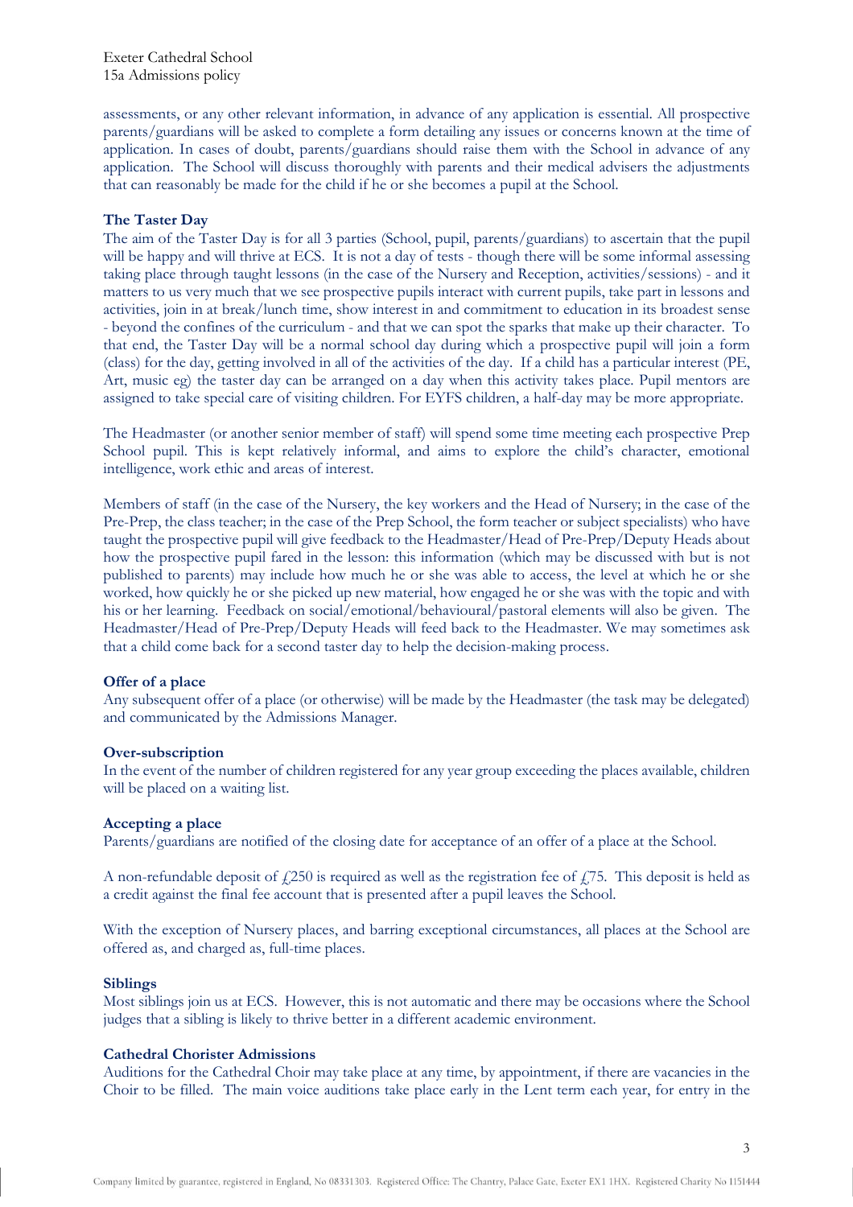assessments, or any other relevant information, in advance of any application is essential. All prospective parents/guardians will be asked to complete a form detailing any issues or concerns known at the time of application. In cases of doubt, parents/guardians should raise them with the School in advance of any application. The School will discuss thoroughly with parents and their medical advisers the adjustments that can reasonably be made for the child if he or she becomes a pupil at the School.

**The Taster Day**

The aim of the Taster Day is for all 3 parties (School, pupil, parents/guardians) to ascertain that the pupil will be happy and will thrive at ECS. It is not a day of tests - though there will be some informal assessing taking place through taught lessons (in the case of the Nursery and Reception, activities/sessions) - and it matters to us very much that we see prospective pupils interact with current pupils, take part in lessons and activities, join in at break/lunch time, show interest in and commitment to education in its broadest sense - beyond the confines of the curriculum - and that we can spot the sparks that make up their character. To that end, the Taster Day will be a normal school day during which a prospective pupil will join a form (class) for the day, getting involved in all of the activities of the day. If a child has a particular interest (PE, Art, music eg) the taster day can be arranged on a day when this activity takes place. Pupil mentors are assigned to take special care of visiting children. For EYFS children, a half-day may be more appropriate.

The Headmaster (or another senior member of staff) will spend some time meeting each prospective Prep School pupil. This is kept relatively informal, and aims to explore the child's character, emotional intelligence, work ethic and areas of interest.

Members of staff (in the case of the Nursery, the key workers and the Head of Nursery; in the case of the Pre-Prep, the class teacher; in the case of the Prep School, the form teacher or subject specialists) who have taught the prospective pupil will give feedback to the Headmaster/Head of Pre-Prep/Deputy Heads about how the prospective pupil fared in the lesson: this information (which may be discussed with but is not published to parents) may include how much he or she was able to access, the level at which he or she worked, how quickly he or she picked up new material, how engaged he or she was with the topic and with his or her learning. Feedback on social/emotional/behavioural/pastoral elements will also be given. The Headmaster/Head of Pre-Prep/Deputy Heads will feed back to the Headmaster. We may sometimes ask that a child come back for a second taster day to help the decision-making process.

**Offer of a place**

Any subsequent offer of a place (or otherwise) will be made by the Headmaster (the task may be delegated) and communicated by the Admissions Manager.

**Over-subscription**

In the event of the number of children registered for any year group exceeding the places available, children will be placed on a waiting list.

**Accepting a place**

Parents/guardians are notified of the closing date for acceptance of an offer of a place at the School.

A non-refundable deposit of £250 is required as well as the registration fee of £75. This deposit is held as a credit against the final fee account that is presented after a pupil leaves the School.

With the exception of Nursery places, and barring exceptional circumstances, all places at the School are offered as, and charged as, full-time places.

**Siblings**

Most siblings join us at ECS. However, this is not automatic and there may be occasions where the School judges that a sibling is likely to thrive better in a different academic environment.

**Cathedral Chorister Admissions**

Auditions for the Cathedral Choir may take place at any time, by appointment, if there are vacancies in the Choir to be filled. The main voice auditions take place early in the Lent term each year, for entry in the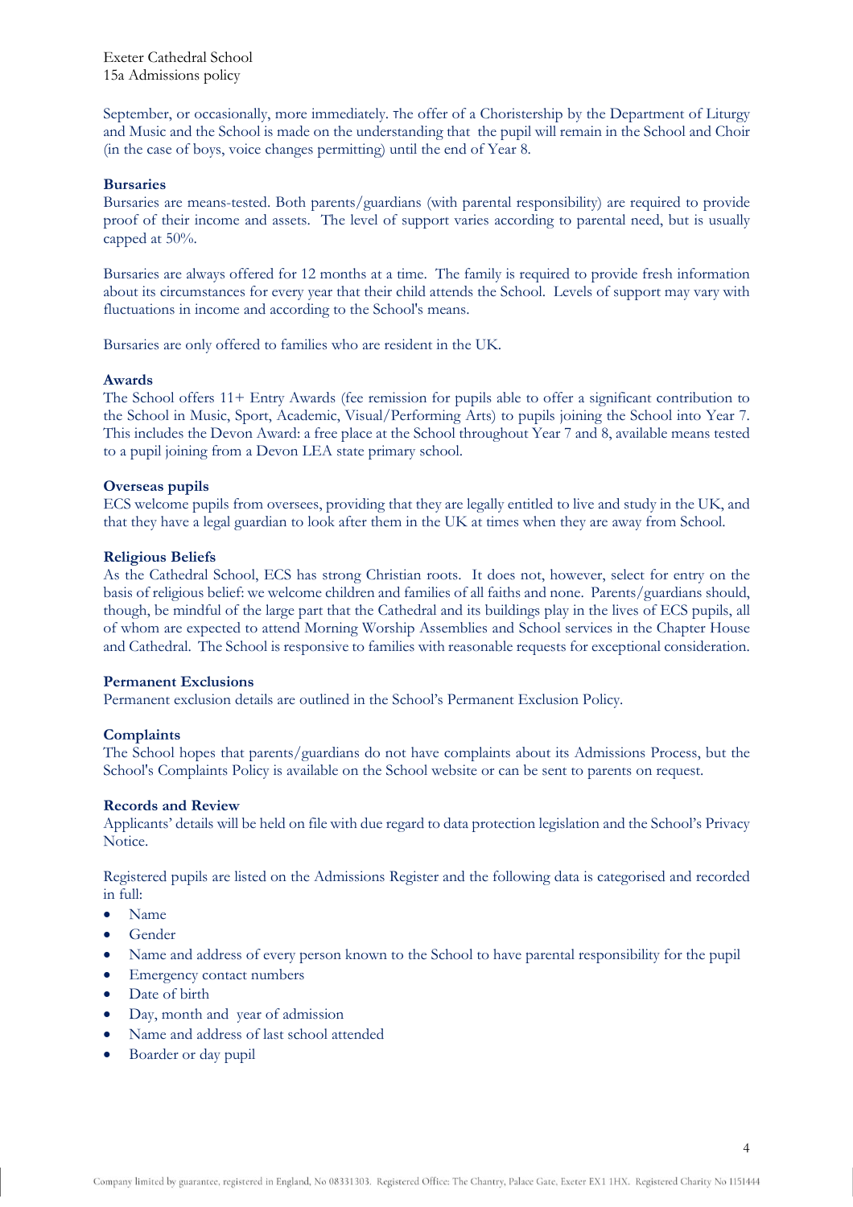September, or occasionally, more immediately. The offer of a Choristership by the Department of Liturgy and Music and the School is made on the understanding that the pupil will remain in the School and Choir (in the case of boys, voice changes permitting) until the end of Year 8.

**Bursaries**

Bursaries are means-tested. Both parents/guardians (with parental responsibility) are required to provide proof of their income and assets. The level of support varies according to parental need, but is usually capped at 50%.

Bursaries are always offered for 12 months at a time. The family is required to provide fresh information about its circumstances for every year that their child attends the School. Levels of support may vary with fluctuations in income and according to the School's means.

Bursaries are only offered to families who are resident in the UK.

**Awards**

The School offers 11+ Entry Awards (fee remission for pupils able to offer a significant contribution to the School in Music, Sport, Academic, Visual/Performing Arts) to pupils joining the School into Year 7. This includes the Devon Award: a free place at the School throughout Year 7 and 8, available means tested to a pupil joining from a Devon LEA state primary school.

**Overseas pupils**

ECS welcome pupils from oversees, providing that they are legally entitled to live and study in the UK, and that they have a legal guardian to look after them in the UK at times when they are away from School.

**Religious Beliefs**

As the Cathedral School, ECS has strong Christian roots. It does not, however, select for entry on the basis of religious belief: we welcome children and families of all faiths and none. Parents/guardians should, though, be mindful of the large part that the Cathedral and its buildings play in the lives of ECS pupils, all of whom are expected to attend Morning Worship Assemblies and School services in the Chapter House and Cathedral. The School is responsive to families with reasonable requests for exceptional consideration.

**Permanent Exclusions**

Permanent exclusion details are outlined in the School's Permanent Exclusion Policy.

**Complaints**

The School hopes that parents/guardians do not have complaints about its Admissions Process, but the School's Complaints Policy is available on the School website or can be sent to parents on request.

**Records and Review**

Applicants' details will be held on file with due regard to data protection legislation and the School's Privacy Notice.

Registered pupils are listed on the Admissions Register and the following data is categorised and recorded in full:

- Name
- Gender
- Name and address of every person known to the School to have parental responsibility for the pupil
- Emergency contact numbers
- Date of birth
- Day, month and year of admission
- Name and address of last school attended
- Boarder or day pupil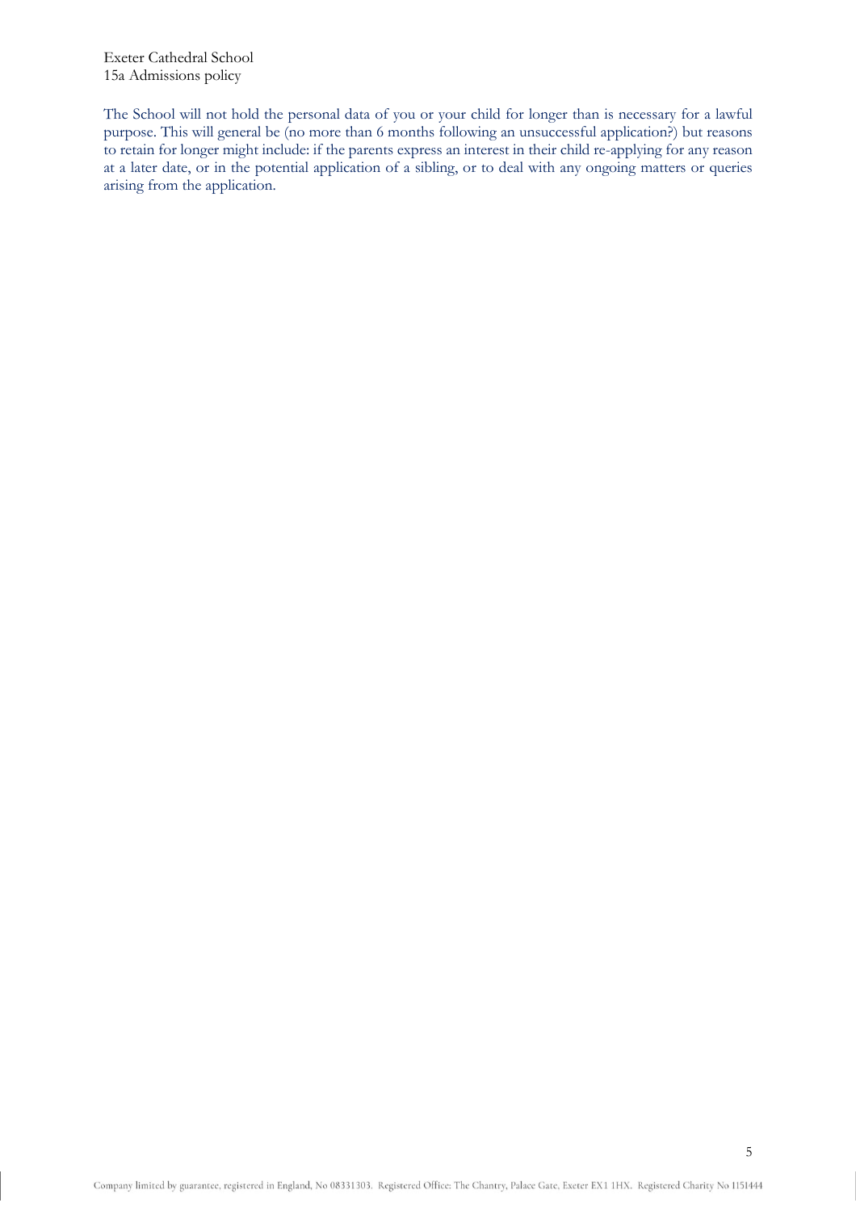The School will not hold the personal data of you or your child for longer than is necessary for a lawful purpose. This will general be (no more than 6 months following an unsuccessful application?) but reasons to retain for longer might include: if the parents express an interest in their child re-applying for any reason at a later date, or in the potential application of a sibling, or to deal with any ongoing matters or queries arising from the application.